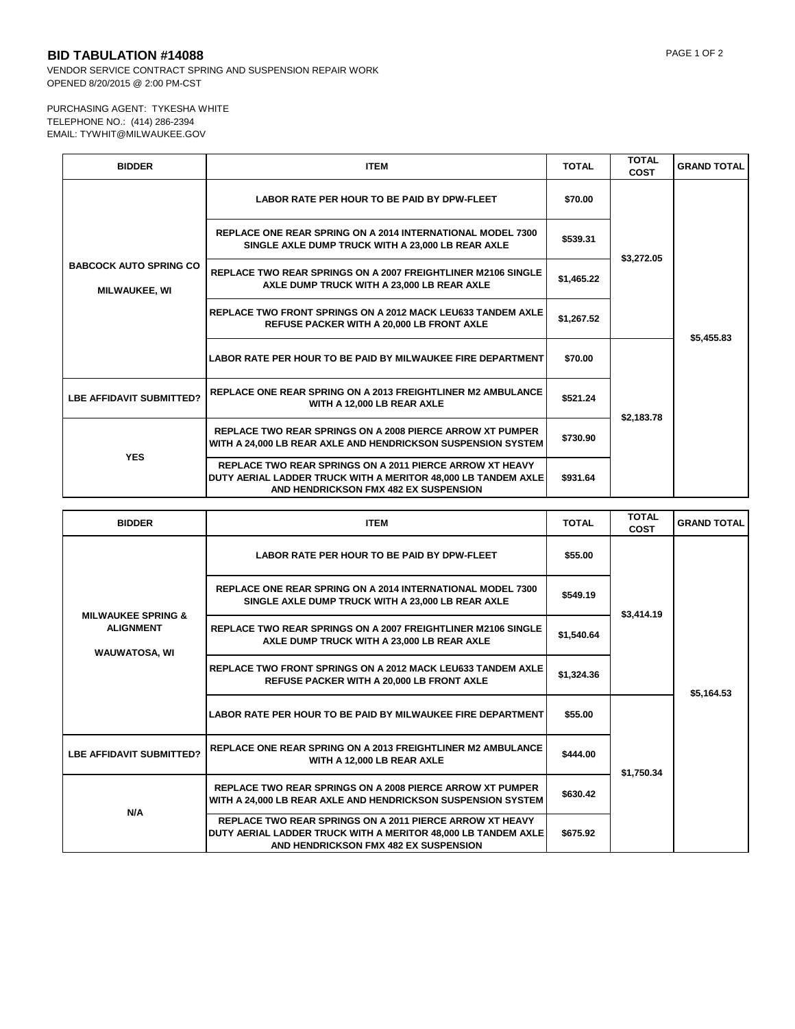**BID TABULATION #14088**

VENDOR SERVICE CONTRACT SPRING AND SUSPENSION REPAIR WORK
OPENED 8/20/2015 @ 2:00 PM-CST

PURCHASING AGENT: TYKESHA WHITE
TELEPHONE NO.: (414) 286-2394
EMAIL: TYWHIT@MILWAUKEE.GOV

| BIDDER | ITEM | TOTAL | TOTAL COST | GRAND TOTAL |
|---|---|---|---|---|
| BABCOCK AUTO SPRING CO MILWAUKEE, WI | LABOR RATE PER HOUR TO BE PAID BY DPW-FLEET | $70.00 | $3,272.05 | $5,455.83 |
| | REPLACE ONE REAR SPRING ON A 2014 INTERNATIONAL MODEL 7300 SINGLE AXLE DUMP TRUCK WITH A 23,000 LB REAR AXLE | $539.31 | | |
| | REPLACE TWO REAR SPRINGS ON A 2007 FREIGHTLINER M2106 SINGLE AXLE DUMP TRUCK WITH A 23,000 LB REAR AXLE | $1,465.22 | | |
| | REPLACE TWO FRONT SPRINGS ON A 2012 MACK LEU633 TANDEM AXLE REFUSE PACKER WITH A 20,000 LB FRONT AXLE | $1,267.52 | | |
| | LABOR RATE PER HOUR TO BE PAID BY MILWAUKEE FIRE DEPARTMENT | $70.00 | $2,183.78 | |
| LBE AFFIDAVIT SUBMITTED? | REPLACE ONE REAR SPRING ON A 2013 FREIGHTLINER M2 AMBULANCE WITH A 12,000 LB REAR AXLE | $521.24 | | |
| YES | REPLACE TWO REAR SPRINGS ON A 2008 PIERCE ARROW XT PUMPER WITH A 24,000 LB REAR AXLE AND HENDRICKSON SUSPENSION SYSTEM | $730.90 | | |
| | REPLACE TWO REAR SPRINGS ON A 2011 PIERCE ARROW XT HEAVY DUTY AERIAL LADDER TRUCK WITH A MERITOR 48,000 LB TANDEM AXLE AND HENDRICKSON FMX 482 EX SUSPENSION | $931.64 | | |

| BIDDER | ITEM | TOTAL | TOTAL COST | GRAND TOTAL |
|---|---|---|---|---|
| MILWAUKEE SPRING & ALIGNMENT WAUWATOSA, WI | LABOR RATE PER HOUR TO BE PAID BY DPW-FLEET | $55.00 | $3,414.19 | $5,164.53 |
| | REPLACE ONE REAR SPRING ON A 2014 INTERNATIONAL MODEL 7300 SINGLE AXLE DUMP TRUCK WITH A 23,000 LB REAR AXLE | $549.19 | | |
| | REPLACE TWO REAR SPRINGS ON A 2007 FREIGHTLINER M2106 SINGLE AXLE DUMP TRUCK WITH A 23,000 LB REAR AXLE | $1,540.64 | | |
| | REPLACE TWO FRONT SPRINGS ON A 2012 MACK LEU633 TANDEM AXLE REFUSE PACKER WITH A 20,000 LB FRONT AXLE | $1,324.36 | | |
| | LABOR RATE PER HOUR TO BE PAID BY MILWAUKEE FIRE DEPARTMENT | $55.00 | $1,750.34 | |
| LBE AFFIDAVIT SUBMITTED? | REPLACE ONE REAR SPRING ON A 2013 FREIGHTLINER M2 AMBULANCE WITH A 12,000 LB REAR AXLE | $444.00 | | |
| N/A | REPLACE TWO REAR SPRINGS ON A 2008 PIERCE ARROW XT PUMPER WITH A 24,000 LB REAR AXLE AND HENDRICKSON SUSPENSION SYSTEM | $630.42 | | |
| | REPLACE TWO REAR SPRINGS ON A 2011 PIERCE ARROW XT HEAVY DUTY AERIAL LADDER TRUCK WITH A MERITOR 48,000 LB TANDEM AXLE AND HENDRICKSON FMX 482 EX SUSPENSION | $675.92 | | |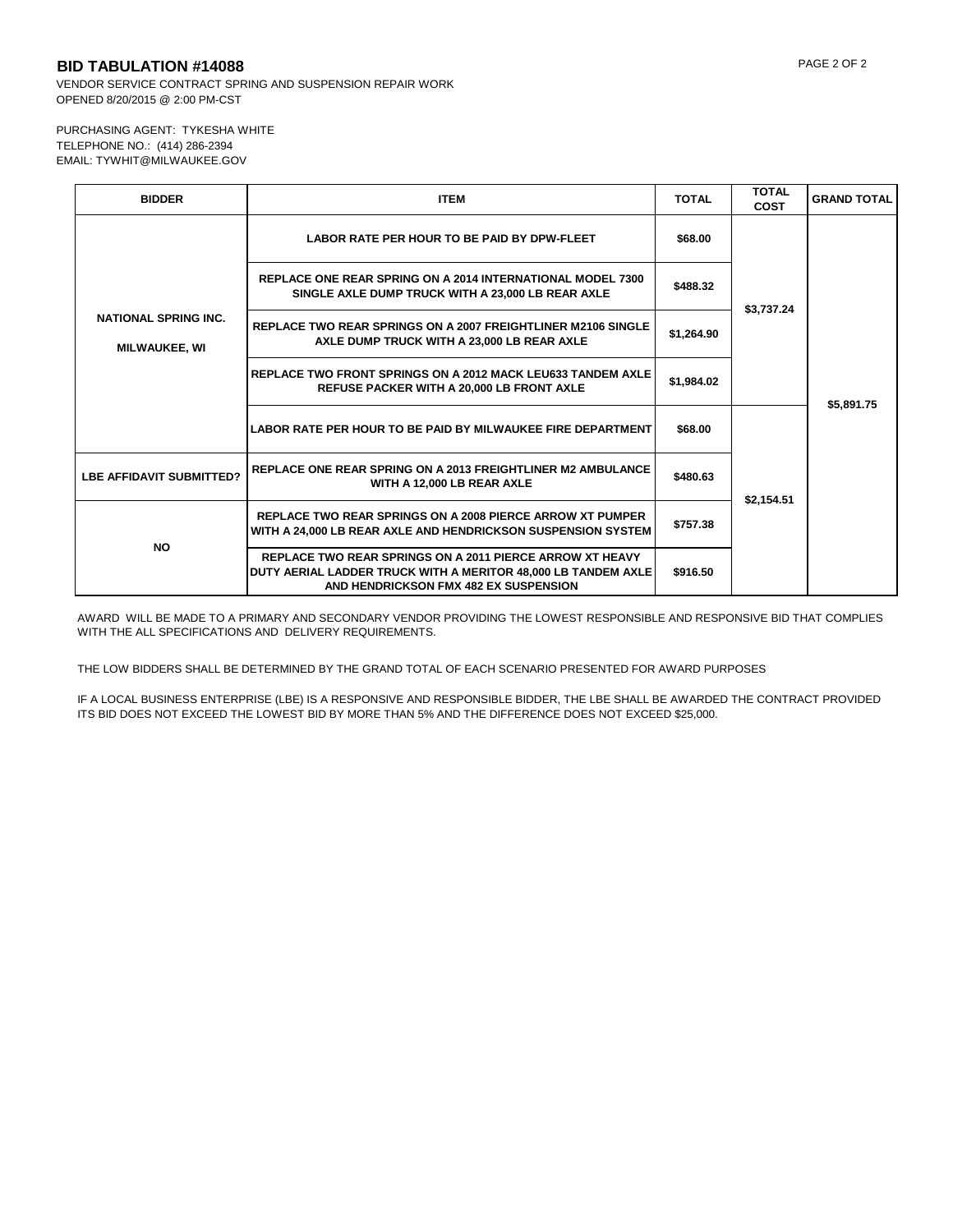## BID TABULATION #14088

VENDOR SERVICE CONTRACT SPRING AND SUSPENSION REPAIR WORK
OPENED 8/20/2015 @ 2:00 PM-CST

PURCHASING AGENT: TYKESHA WHITE
TELEPHONE NO.: (414) 286-2394
EMAIL: TYWHIT@MILWAUKEE.GOV

| BIDDER | ITEM | TOTAL | TOTAL COST | GRAND TOTAL |
|---|---|---|---|---|
| NATIONAL SPRING INC. MILWAUKEE, WI | LABOR RATE PER HOUR TO BE PAID BY DPW-FLEET | $68.00 | $3,737.24 | $5,891.75 |
| | REPLACE ONE REAR SPRING ON A 2014 INTERNATIONAL MODEL 7300 SINGLE AXLE DUMP TRUCK WITH A 23,000 LB REAR AXLE | $488.32 | | |
| | REPLACE TWO REAR SPRINGS ON A 2007 FREIGHTLINER M2106 SINGLE AXLE DUMP TRUCK WITH A 23,000 LB REAR AXLE | $1,264.90 | | |
| | REPLACE TWO FRONT SPRINGS ON A 2012 MACK LEU633 TANDEM AXLE REFUSE PACKER WITH A 20,000 LB FRONT AXLE | $1,984.02 | | |
| | LABOR RATE PER HOUR TO BE PAID BY MILWAUKEE FIRE DEPARTMENT | $68.00 | $2,154.51 | |
| LBE AFFIDAVIT SUBMITTED? | REPLACE ONE REAR SPRING ON A 2013 FREIGHTLINER M2 AMBULANCE WITH A 12,000 LB REAR AXLE | $480.63 | | |
| NO | REPLACE TWO REAR SPRINGS ON A 2008 PIERCE ARROW XT PUMPER WITH A 24,000 LB REAR AXLE AND HENDRICKSON SUSPENSION SYSTEM | $757.38 | | |
| | REPLACE TWO REAR SPRINGS ON A 2011 PIERCE ARROW XT HEAVY DUTY AERIAL LADDER TRUCK WITH A MERITOR 48,000 LB TANDEM AXLE AND HENDRICKSON FMX 482 EX SUSPENSION | $916.50 | | |

AWARD WILL BE MADE TO A PRIMARY AND SECONDARY VENDOR PROVIDING THE LOWEST RESPONSIBLE AND RESPONSIVE BID THAT COMPLIES WITH THE ALL SPECIFICATIONS AND DELIVERY REQUIREMENTS.

THE LOW BIDDERS SHALL BE DETERMINED BY THE GRAND TOTAL OF EACH SCENARIO PRESENTED FOR AWARD PURPOSES

IF A LOCAL BUSINESS ENTERPRISE (LBE) IS A RESPONSIVE AND RESPONSIBLE BIDDER, THE LBE SHALL BE AWARDED THE CONTRACT PROVIDED ITS BID DOES NOT EXCEED THE LOWEST BID BY MORE THAN 5% AND THE DIFFERENCE DOES NOT EXCEED $25,000.